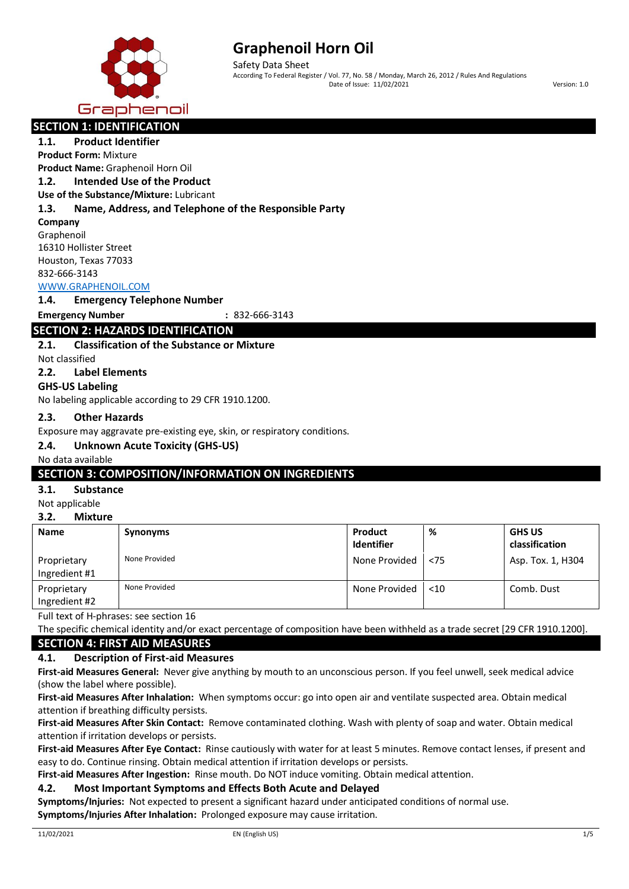# Graphenoil Horn Oil

Safety Data Sheet

According To Federal Register / Vol. 77, No. 58 / Monday, March 26, 2012 / Rules And Regulations

Date of Issue: 11/02/2021 Version: 1.0

## SECTION 1: IDENTIFICATION

### 1.1. Product Identifier

**Product Form:** Mixture

**Product Name:** Graphenoil Horn Oil

### 1.2. Intended Use of the Product

**Use of the Substance/Mixture:** Lubricant

### 1.3. Name, Address, and Telephone of the Responsible Party

**Company**

Graphenoil
16310 Hollister Street
Houston, Texas 77033
832-666-3143
WWW.GRAPHENOIL.COM

### 1.4. Emergency Telephone Number

**Emergency Number** : 832-666-3143

## SECTION 2: HAZARDS IDENTIFICATION

### 2.1. Classification of the Substance or Mixture

Not classified

### 2.2. Label Elements

**GHS-US Labeling**

No labeling applicable according to 29 CFR 1910.1200.

### 2.3. Other Hazards

Exposure may aggravate pre-existing eye, skin, or respiratory conditions.

### 2.4. Unknown Acute Toxicity (GHS-US)

No data available

## SECTION 3: COMPOSITION/INFORMATION ON INGREDIENTS

### 3.1. Substance

Not applicable

### 3.2. Mixture

| Name | Synonyms | Product Identifier | % | GHS US classification |
|---|---|---|---|---|
| Proprietary Ingredient #1 | None Provided | None Provided | <75 | Asp. Tox. 1, H304 |
| Proprietary Ingredient #2 | None Provided | None Provided | <10 | Comb. Dust |

Full text of H-phrases: see section 16

The specific chemical identity and/or exact percentage of composition have been withheld as a trade secret [29 CFR 1910.1200].

## SECTION 4: FIRST AID MEASURES

### 4.1. Description of First-aid Measures

**First-aid Measures General:** Never give anything by mouth to an unconscious person. If you feel unwell, seek medical advice (show the label where possible).

**First-aid Measures After Inhalation:** When symptoms occur: go into open air and ventilate suspected area. Obtain medical attention if breathing difficulty persists.

**First-aid Measures After Skin Contact:** Remove contaminated clothing. Wash with plenty of soap and water. Obtain medical attention if irritation develops or persists.

**First-aid Measures After Eye Contact:** Rinse cautiously with water for at least 5 minutes. Remove contact lenses, if present and easy to do. Continue rinsing. Obtain medical attention if irritation develops or persists.

**First-aid Measures After Ingestion:** Rinse mouth. Do NOT induce vomiting. Obtain medical attention.

### 4.2. Most Important Symptoms and Effects Both Acute and Delayed

**Symptoms/Injuries:** Not expected to present a significant hazard under anticipated conditions of normal use.

**Symptoms/Injuries After Inhalation:** Prolonged exposure may cause irritation.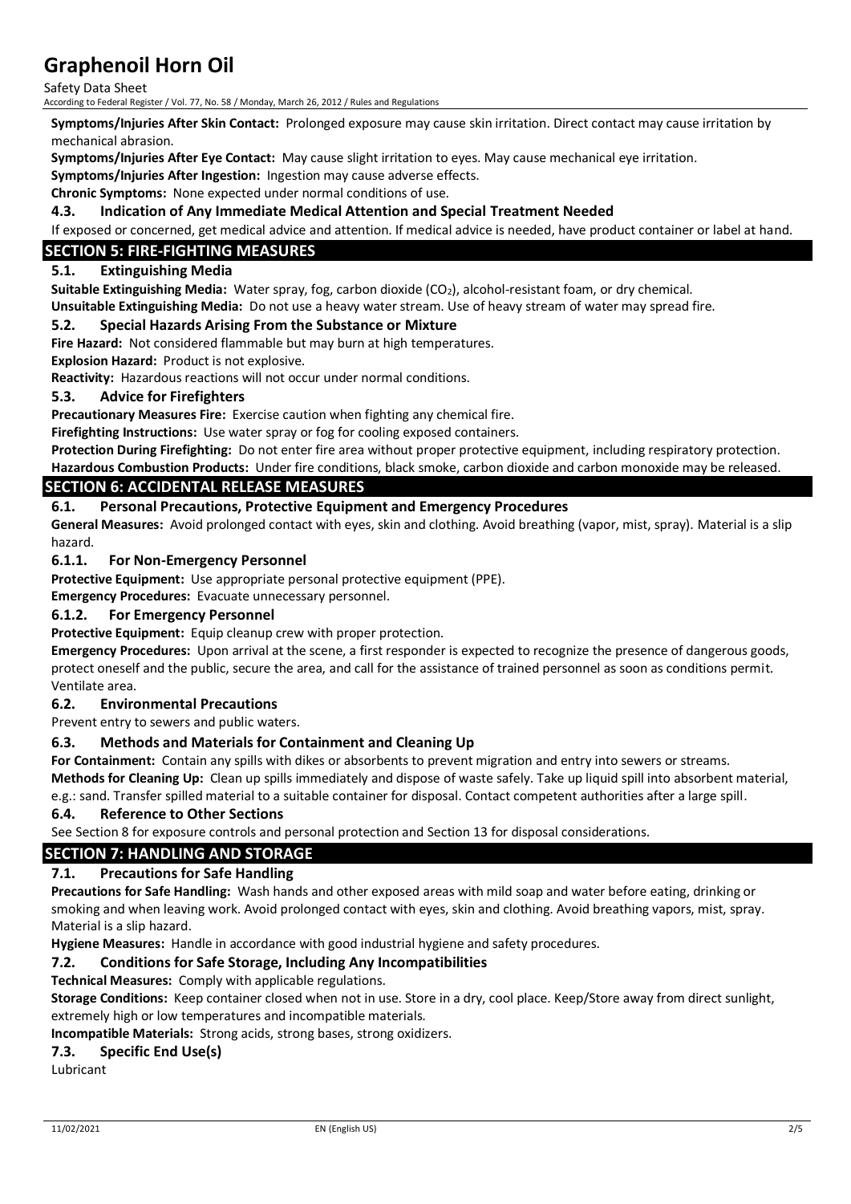**Symptoms/Injuries After Skin Contact:** Prolonged exposure may cause skin irritation. Direct contact may cause irritation by mechanical abrasion.

**Symptoms/Injuries After Eye Contact:** May cause slight irritation to eyes. May cause mechanical eye irritation.

**Symptoms/Injuries After Ingestion:** Ingestion may cause adverse effects.

**Chronic Symptoms:** None expected under normal conditions of use.

### 4.3. Indication of Any Immediate Medical Attention and Special Treatment Needed

If exposed or concerned, get medical advice and attention. If medical advice is needed, have product container or label at hand.

## SECTION 5: FIRE-FIGHTING MEASURES

### 5.1. Extinguishing Media

**Suitable Extinguishing Media:** Water spray, fog, carbon dioxide ($CO_2$), alcohol-resistant foam, or dry chemical.

**Unsuitable Extinguishing Media:** Do not use a heavy water stream. Use of heavy stream of water may spread fire.

### 5.2. Special Hazards Arising From the Substance or Mixture

**Fire Hazard:** Not considered flammable but may burn at high temperatures.

**Explosion Hazard:** Product is not explosive.

**Reactivity:** Hazardous reactions will not occur under normal conditions.

### 5.3. Advice for Firefighters

**Precautionary Measures Fire:** Exercise caution when fighting any chemical fire.

**Firefighting Instructions:** Use water spray or fog for cooling exposed containers.

**Protection During Firefighting:** Do not enter fire area without proper protective equipment, including respiratory protection.

**Hazardous Combustion Products:** Under fire conditions, black smoke, carbon dioxide and carbon monoxide may be released.

## SECTION 6: ACCIDENTAL RELEASE MEASURES

### 6.1. Personal Precautions, Protective Equipment and Emergency Procedures

**General Measures:** Avoid prolonged contact with eyes, skin and clothing. Avoid breathing (vapor, mist, spray). Material is a slip hazard.

#### 6.1.1. For Non-Emergency Personnel

**Protective Equipment:** Use appropriate personal protective equipment (PPE).

**Emergency Procedures:** Evacuate unnecessary personnel.

#### 6.1.2. For Emergency Personnel

**Protective Equipment:** Equip cleanup crew with proper protection.

**Emergency Procedures:** Upon arrival at the scene, a first responder is expected to recognize the presence of dangerous goods, protect oneself and the public, secure the area, and call for the assistance of trained personnel as soon as conditions permit. Ventilate area.

### 6.2. Environmental Precautions

Prevent entry to sewers and public waters.

### 6.3. Methods and Materials for Containment and Cleaning Up

**For Containment:** Contain any spills with dikes or absorbents to prevent migration and entry into sewers or streams.

**Methods for Cleaning Up:** Clean up spills immediately and dispose of waste safely. Take up liquid spill into absorbent material, e.g.: sand. Transfer spilled material to a suitable container for disposal. Contact competent authorities after a large spill.

### 6.4. Reference to Other Sections

See Section 8 for exposure controls and personal protection and Section 13 for disposal considerations.

## SECTION 7: HANDLING AND STORAGE

### 7.1. Precautions for Safe Handling

**Precautions for Safe Handling:** Wash hands and other exposed areas with mild soap and water before eating, drinking or smoking and when leaving work. Avoid prolonged contact with eyes, skin and clothing. Avoid breathing vapors, mist, spray. Material is a slip hazard.

**Hygiene Measures:** Handle in accordance with good industrial hygiene and safety procedures.

### 7.2. Conditions for Safe Storage, Including Any Incompatibilities

**Technical Measures:** Comply with applicable regulations.

**Storage Conditions:** Keep container closed when not in use. Store in a dry, cool place. Keep/Store away from direct sunlight, extremely high or low temperatures and incompatible materials.

**Incompatible Materials:** Strong acids, strong bases, strong oxidizers.

### 7.3. Specific End Use(s)

Lubricant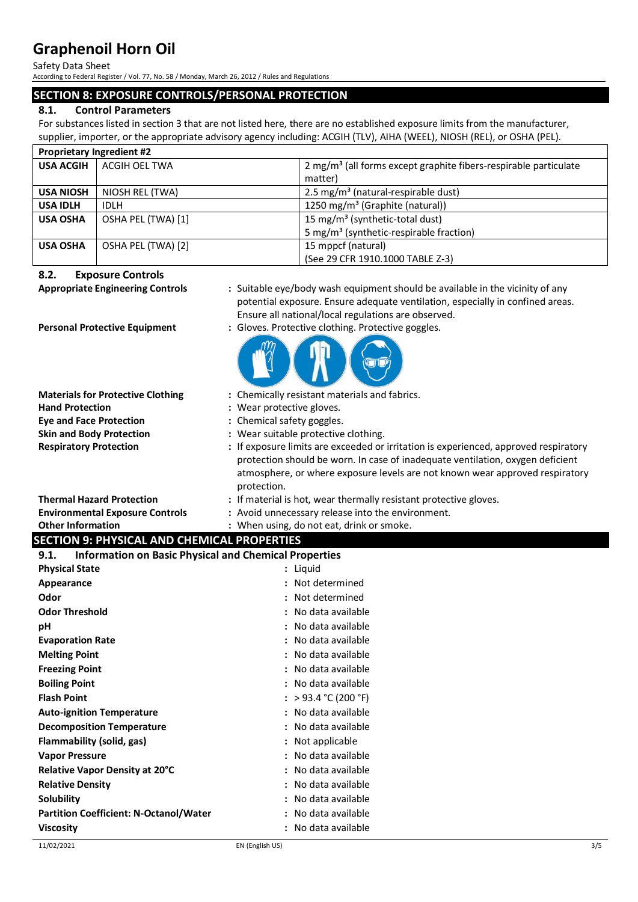## SECTION 8: EXPOSURE CONTROLS/PERSONAL PROTECTION

### 8.1. Control Parameters

For substances listed in section 3 that are not listed here, there are no established exposure limits from the manufacturer, supplier, importer, or the appropriate advisory agency including: ACGIH (TLV), AIHA (WEEL), NIOSH (REL), or OSHA (PEL).

| Proprietary Ingredient #2 | | |
|---|---|---|
| **USA ACGIH** | ACGIH OEL TWA | 2 mg/m³ (all forms except graphite fibers-respirable particulate matter) |
| **USA NIOSH** | NIOSH REL (TWA) | 2.5 mg/m³ (natural-respirable dust) |
| **USA IDLH** | IDLH | 1250 mg/m³ (Graphite (natural)) |
| **USA OSHA** | OSHA PEL (TWA) [1] | 15 mg/m³ (synthetic-total dust)<br>5 mg/m³ (synthetic-respirable fraction) |
| **USA OSHA** | OSHA PEL (TWA) [2] | 15 mppcf (natural)<br>(See 29 CFR 1910.1000 TABLE Z-3) |

### 8.2. Exposure Controls

**Appropriate Engineering Controls** : Suitable eye/body wash equipment should be available in the vicinity of any potential exposure. Ensure adequate ventilation, especially in confined areas. Ensure all national/local regulations are observed.

**Personal Protective Equipment** : Gloves. Protective clothing. Protective goggles.

**Materials for Protective Clothing** : Chemically resistant materials and fabrics.

**Hand Protection** : Wear protective gloves.

**Eye and Face Protection** : Chemical safety goggles.

**Skin and Body Protection** : Wear suitable protective clothing.

**Respiratory Protection** : If exposure limits are exceeded or irritation is experienced, approved respiratory protection should be worn. In case of inadequate ventilation, oxygen deficient atmosphere, or where exposure levels are not known wear approved respiratory protection.

**Thermal Hazard Protection** : If material is hot, wear thermally resistant protective gloves.

**Environmental Exposure Controls** : Avoid unnecessary release into the environment.

**Other Information** : When using, do not eat, drink or smoke.

## SECTION 9: PHYSICAL AND CHEMICAL PROPERTIES

### 9.1. Information on Basic Physical and Chemical Properties

**Physical State** : Liquid

**Appearance** : Not determined

**Odor** : Not determined

**Odor Threshold** : No data available

**pH** : No data available

**Evaporation Rate** : No data available

**Melting Point** : No data available

**Freezing Point** : No data available

**Boiling Point** : No data available

**Flash Point** : > 93.4 °C (200 °F)

**Auto-ignition Temperature** : No data available

**Decomposition Temperature** : No data available

**Flammability (solid, gas)** : Not applicable

**Vapor Pressure** : No data available

**Relative Vapor Density at 20°C** : No data available

**Relative Density** : No data available

**Solubility** : No data available

**Partition Coefficient: N-Octanol/Water** : No data available

**Viscosity** : No data available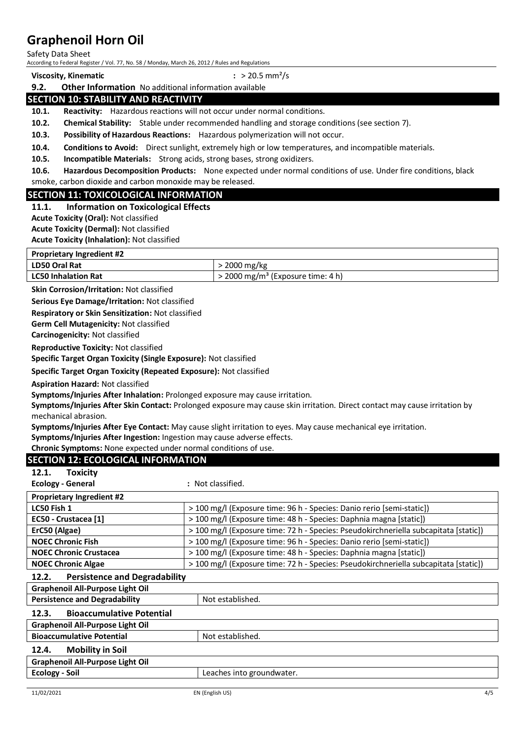**Viscosity, Kinematic** : > 20.5 mm²/s

**9.2. Other Information** No additional information available

## SECTION 10: STABILITY AND REACTIVITY

**10.1. Reactivity:** Hazardous reactions will not occur under normal conditions.

**10.2. Chemical Stability:** Stable under recommended handling and storage conditions (see section 7).

**10.3. Possibility of Hazardous Reactions:** Hazardous polymerization will not occur.

**10.4. Conditions to Avoid:** Direct sunlight, extremely high or low temperatures, and incompatible materials.

**10.5. Incompatible Materials:** Strong acids, strong bases, strong oxidizers.

**10.6. Hazardous Decomposition Products:** None expected under normal conditions of use. Under fire conditions, black smoke, carbon dioxide and carbon monoxide may be released.

## SECTION 11: TOXICOLOGICAL INFORMATION

### 11.1. Information on Toxicological Effects

**Acute Toxicity (Oral):** Not classified

**Acute Toxicity (Dermal):** Not classified

**Acute Toxicity (Inhalation):** Not classified

| **Proprietary Ingredient #2** | |
|---|---|
| **LD50 Oral Rat** | > 2000 mg/kg |
| **LC50 Inhalation Rat** | > 2000 mg/m³ (Exposure time: 4 h) |

**Skin Corrosion/Irritation:** Not classified

**Serious Eye Damage/Irritation:** Not classified

**Respiratory or Skin Sensitization:** Not classified

**Germ Cell Mutagenicity:** Not classified

**Carcinogenicity:** Not classified

**Reproductive Toxicity:** Not classified

**Specific Target Organ Toxicity (Single Exposure):** Not classified

**Specific Target Organ Toxicity (Repeated Exposure):** Not classified

**Aspiration Hazard:** Not classified

**Symptoms/Injuries After Inhalation:** Prolonged exposure may cause irritation.

**Symptoms/Injuries After Skin Contact:** Prolonged exposure may cause skin irritation. Direct contact may cause irritation by mechanical abrasion.

**Symptoms/Injuries After Eye Contact:** May cause slight irritation to eyes. May cause mechanical eye irritation.

**Symptoms/Injuries After Ingestion:** Ingestion may cause adverse effects.

**Chronic Symptoms:** None expected under normal conditions of use.

## SECTION 12: ECOLOGICAL INFORMATION

### 12.1. Toxicity

**Ecology - General** : Not classified.

| **Proprietary Ingredient #2** | |
|---|---|
| **LC50 Fish 1** | > 100 mg/l (Exposure time: 96 h - Species: Danio rerio [semi-static]) |
| **EC50 - Crustacea [1]** | > 100 mg/l (Exposure time: 48 h - Species: Daphnia magna [static]) |
| **ErC50 (Algae)** | > 100 mg/l (Exposure time: 72 h - Species: Pseudokirchneriella subcapitata [static]) |
| **NOEC Chronic Fish** | > 100 mg/l (Exposure time: 96 h - Species: Danio rerio [semi-static]) |
| **NOEC Chronic Crustacea** | > 100 mg/l (Exposure time: 48 h - Species: Daphnia magna [static]) |
| **NOEC Chronic Algae** | > 100 mg/l (Exposure time: 72 h - Species: Pseudokirchneriella subcapitata [static]) |

### 12.2. Persistence and Degradability

| **Graphenoil All-Purpose Light Oil** | |
|---|---|
| **Persistence and Degradability** | Not established. |

### 12.3. Bioaccumulative Potential

| **Graphenoil All-Purpose Light Oil** | |
|---|---|
| **Bioaccumulative Potential** | Not established. |

### 12.4. Mobility in Soil

| **Graphenoil All-Purpose Light Oil** | |
|---|---|
| **Ecology - Soil** | Leaches into groundwater. |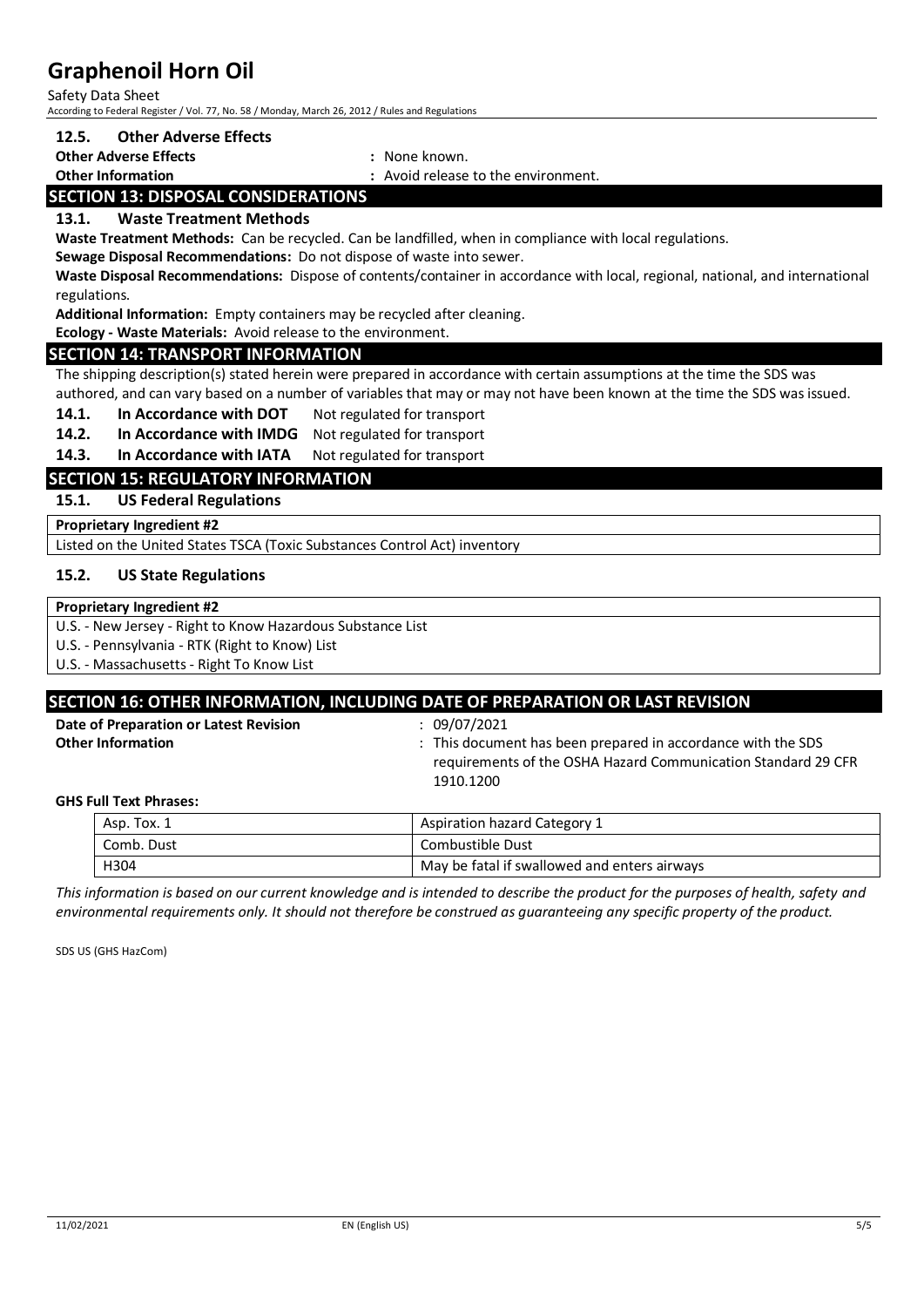### 12.5. Other Adverse Effects

**Other Adverse Effects** : None known.

**Other Information** : Avoid release to the environment.

## SECTION 13: DISPOSAL CONSIDERATIONS

### 13.1. Waste Treatment Methods

**Waste Treatment Methods:** Can be recycled. Can be landfilled, when in compliance with local regulations.

**Sewage Disposal Recommendations:** Do not dispose of waste into sewer.

**Waste Disposal Recommendations:** Dispose of contents/container in accordance with local, regional, national, and international regulations.

**Additional Information:** Empty containers may be recycled after cleaning.

**Ecology - Waste Materials:** Avoid release to the environment.

## SECTION 14: TRANSPORT INFORMATION

The shipping description(s) stated herein were prepared in accordance with certain assumptions at the time the SDS was authored, and can vary based on a number of variables that may or may not have been known at the time the SDS was issued.

**14.1. In Accordance with DOT** Not regulated for transport

**14.2. In Accordance with IMDG** Not regulated for transport

**14.3. In Accordance with IATA** Not regulated for transport

## SECTION 15: REGULATORY INFORMATION

### 15.1. US Federal Regulations

| **Proprietary Ingredient #2** |
|---|
| Listed on the United States TSCA (Toxic Substances Control Act) inventory |

### 15.2. US State Regulations

| **Proprietary Ingredient #2** |
|---|
| U.S. - New Jersey - Right to Know Hazardous Substance List |
| U.S. - Pennsylvania - RTK (Right to Know) List |
| U.S. - Massachusetts - Right To Know List |

## SECTION 16: OTHER INFORMATION, INCLUDING DATE OF PREPARATION OR LAST REVISION

**Date of Preparation or Latest Revision** : 09/07/2021

**Other Information** : This document has been prepared in accordance with the SDS requirements of the OSHA Hazard Communication Standard 29 CFR 1910.1200

**GHS Full Text Phrases:**

| | |
|---|---|
| Asp. Tox. 1 | Aspiration hazard Category 1 |
| Comb. Dust | Combustible Dust |
| H304 | May be fatal if swallowed and enters airways |

*This information is based on our current knowledge and is intended to describe the product for the purposes of health, safety and environmental requirements only. It should not therefore be construed as guaranteeing any specific property of the product.*

SDS US (GHS HazCom)